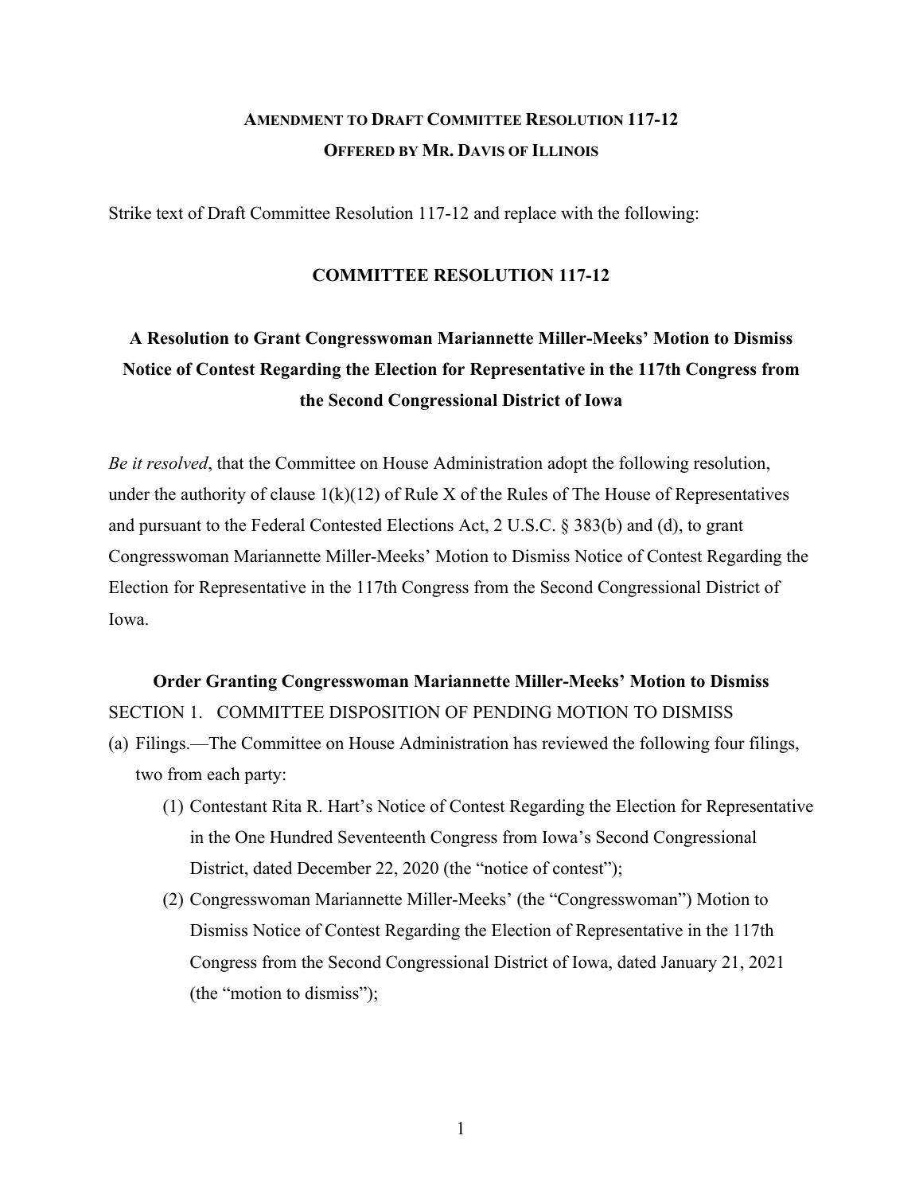**AMENDMENT TO DRAFT COMMITTEE RESOLUTION 117-12**
**OFFERED BY MR. DAVIS OF ILLINOIS**

Strike text of Draft Committee Resolution 117-12 and replace with the following:

# COMMITTEE RESOLUTION 117-12

## A Resolution to Grant Congresswoman Mariannette Miller-Meeks' Motion to Dismiss Notice of Contest Regarding the Election for Representative in the 117th Congress from the Second Congressional District of Iowa

*Be it resolved*, that the Committee on House Administration adopt the following resolution, under the authority of clause 1(k)(12) of Rule X of the Rules of The House of Representatives and pursuant to the Federal Contested Elections Act, 2 U.S.C. § 383(b) and (d), to grant Congresswoman Mariannette Miller-Meeks' Motion to Dismiss Notice of Contest Regarding the Election for Representative in the 117th Congress from the Second Congressional District of Iowa.

**Order Granting Congresswoman Mariannette Miller-Meeks' Motion to Dismiss**

SECTION 1. COMMITTEE DISPOSITION OF PENDING MOTION TO DISMISS

(a) Filings.—The Committee on House Administration has reviewed the following four filings, two from each party:

(1) Contestant Rita R. Hart's Notice of Contest Regarding the Election for Representative in the One Hundred Seventeenth Congress from Iowa's Second Congressional District, dated December 22, 2020 (the "notice of contest");

(2) Congresswoman Mariannette Miller-Meeks' (the "Congresswoman") Motion to Dismiss Notice of Contest Regarding the Election of Representative in the 117th Congress from the Second Congressional District of Iowa, dated January 21, 2021 (the "motion to dismiss");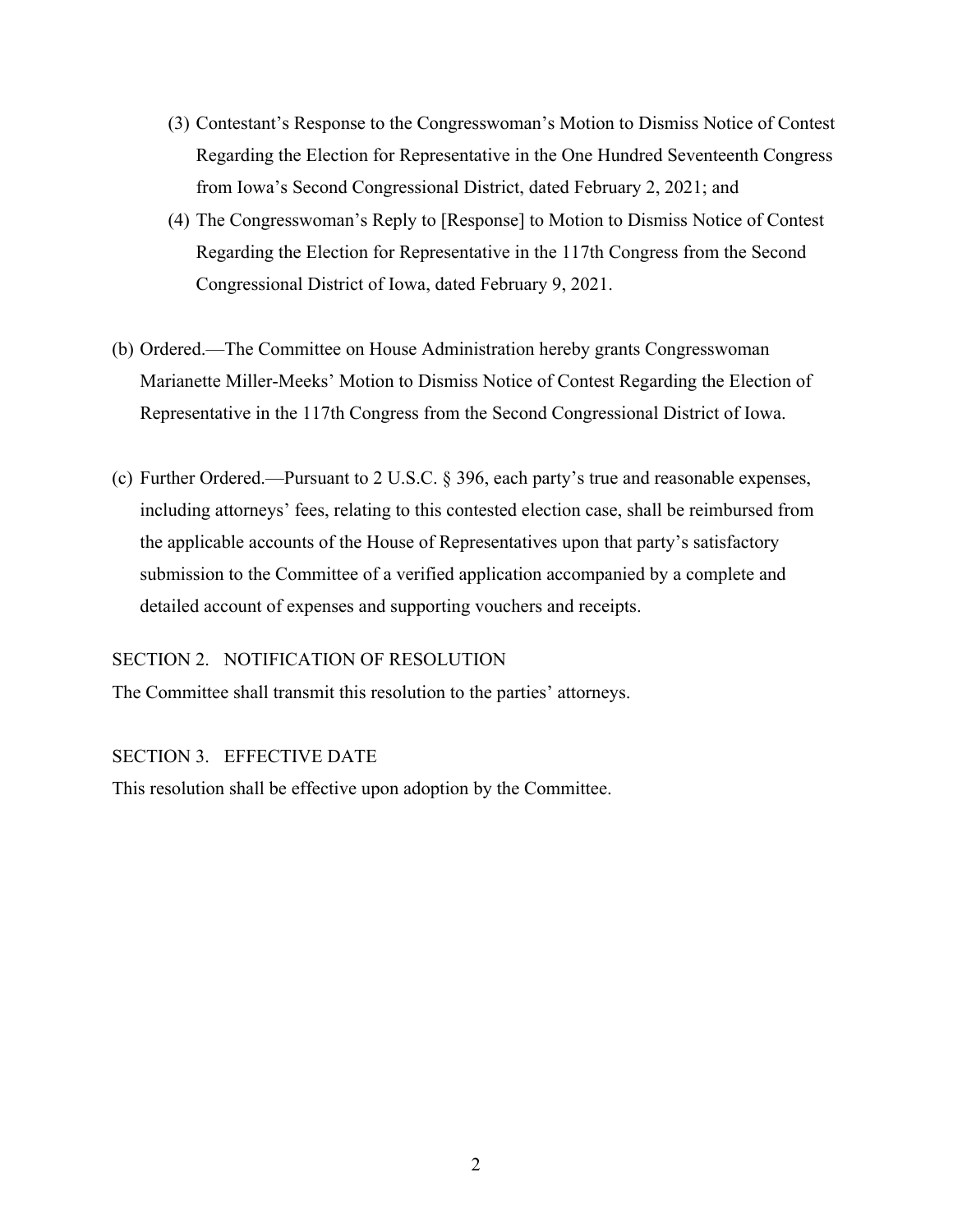(3) Contestant's Response to the Congresswoman's Motion to Dismiss Notice of Contest Regarding the Election for Representative in the One Hundred Seventeenth Congress from Iowa's Second Congressional District, dated February 2, 2021; and

(4) The Congresswoman's Reply to [Response] to Motion to Dismiss Notice of Contest Regarding the Election for Representative in the 117th Congress from the Second Congressional District of Iowa, dated February 9, 2021.

(b) Ordered.—The Committee on House Administration hereby grants Congresswoman Marianette Miller-Meeks' Motion to Dismiss Notice of Contest Regarding the Election of Representative in the 117th Congress from the Second Congressional District of Iowa.

(c) Further Ordered.—Pursuant to 2 U.S.C. § 396, each party's true and reasonable expenses, including attorneys' fees, relating to this contested election case, shall be reimbursed from the applicable accounts of the House of Representatives upon that party's satisfactory submission to the Committee of a verified application accompanied by a complete and detailed account of expenses and supporting vouchers and receipts.

SECTION 2. NOTIFICATION OF RESOLUTION

The Committee shall transmit this resolution to the parties' attorneys.

SECTION 3. EFFECTIVE DATE

This resolution shall be effective upon adoption by the Committee.